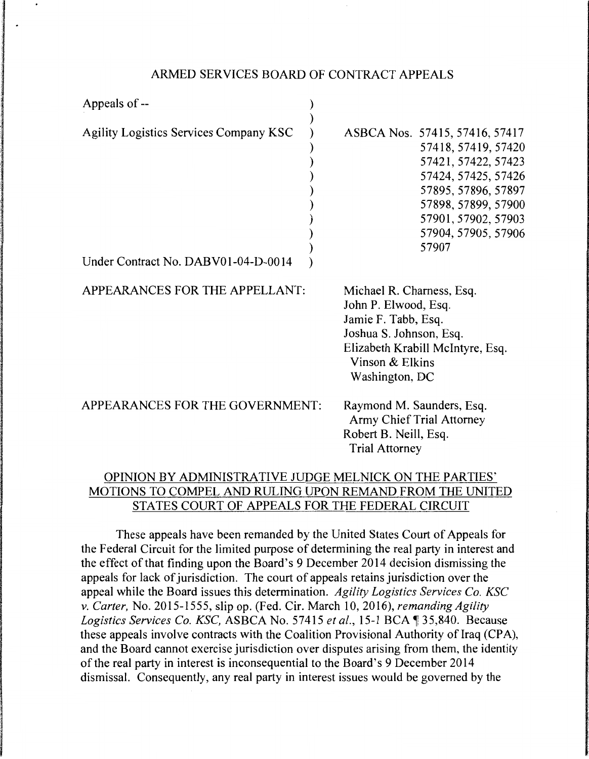ARMED SERVICES BOARD OF CONTRACT APPEALS

Appeals of --

Agility Logistics Services Company KSC

Under Contract No. DABV01-04-D-0014

ASBCA Nos. 57415, 57416, 57417, 57418, 57419, 57420, 57421, 57422, 57423, 57424, 57425, 57426, 57895, 57896, 57897, 57898, 57899, 57900, 57901, 57902, 57903, 57904, 57905, 57906, 57907

APPEARANCES FOR THE APPELLANT:

Michael R. Charness, Esq.
John P. Elwood, Esq.
Jamie F. Tabb, Esq.
Joshua S. Johnson, Esq.
Elizabeth Krabill McIntyre, Esq.
Vinson & Elkins
Washington, DC

APPEARANCES FOR THE GOVERNMENT:

Raymond M. Saunders, Esq.
Army Chief Trial Attorney
Robert B. Neill, Esq.
Trial Attorney

OPINION BY ADMINISTRATIVE JUDGE MELNICK ON THE PARTIES' MOTIONS TO COMPEL AND RULING UPON REMAND FROM THE UNITED STATES COURT OF APPEALS FOR THE FEDERAL CIRCUIT

These appeals have been remanded by the United States Court of Appeals for the Federal Circuit for the limited purpose of determining the real party in interest and the effect of that finding upon the Board's 9 December 2014 decision dismissing the appeals for lack of jurisdiction. The court of appeals retains jurisdiction over the appeal while the Board issues this determination. *Agility Logistics Services Co. KSC v. Carter,* No. 2015-1555, slip op. (Fed. Cir. March 10, 2016), *remanding Agility Logistics Services Co. KSC,* ASBCA No. 57415 *et al.*, 15-1 BCA ¶ 35,840. Because these appeals involve contracts with the Coalition Provisional Authority of Iraq (CPA), and the Board cannot exercise jurisdiction over disputes arising from them, the identity of the real party in interest is inconsequential to the Board's 9 December 2014 dismissal. Consequently, any real party in interest issues would be governed by the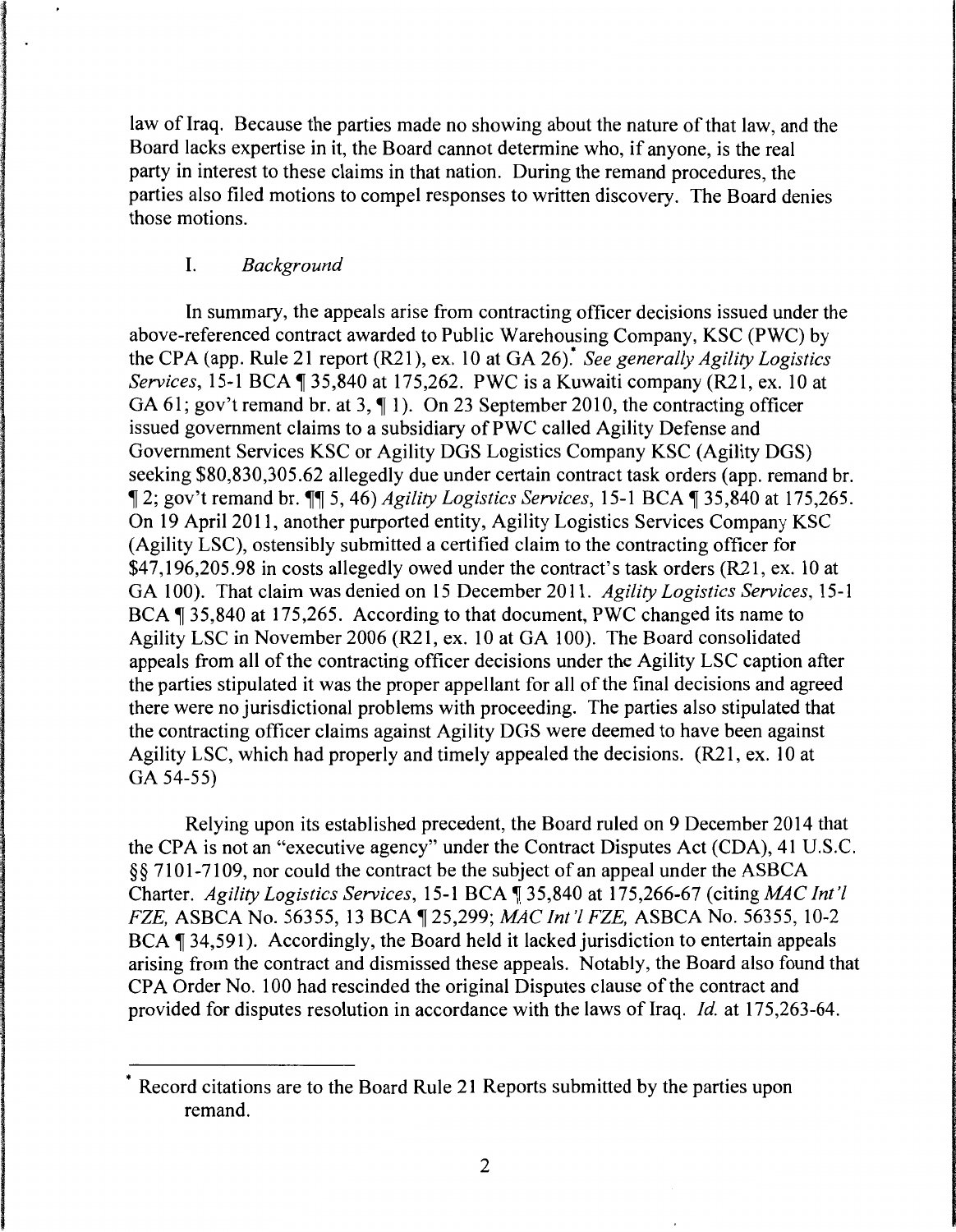law of Iraq. Because the parties made no showing about the nature of that law, and the Board lacks expertise in it, the Board cannot determine who, if anyone, is the real party in interest to these claims in that nation. During the remand procedures, the parties also filed motions to compel responses to written discovery. The Board denies those motions.

## I. *Background*

In summary, the appeals arise from contracting officer decisions issued under the above-referenced contract awarded to Public Warehousing Company, KSC (PWC) by the CPA (app. Rule 21 report (R21), ex. 10 at GA 26).* *See generally Agility Logistics Services*, 15-1 BCA ¶ 35,840 at 175,262. PWC is a Kuwaiti company (R21, ex. 10 at GA 61; gov't remand br. at 3, ¶ 1). On 23 September 2010, the contracting officer issued government claims to a subsidiary of PWC called Agility Defense and Government Services KSC or Agility DGS Logistics Company KSC (Agility DGS) seeking $80,830,305.62 allegedly due under certain contract task orders (app. remand br. ¶ 2; gov't remand br. ¶¶ 5, 46) *Agility Logistics Services*, 15-1 BCA ¶ 35,840 at 175,265. On 19 April 2011, another purported entity, Agility Logistics Services Company KSC (Agility LSC), ostensibly submitted a certified claim to the contracting officer for $47,196,205.98 in costs allegedly owed under the contract's task orders (R21, ex. 10 at GA 100). That claim was denied on 15 December 2011. *Agility Logistics Services*, 15-1 BCA ¶ 35,840 at 175,265. According to that document, PWC changed its name to Agility LSC in November 2006 (R21, ex. 10 at GA 100). The Board consolidated appeals from all of the contracting officer decisions under the Agility LSC caption after the parties stipulated it was the proper appellant for all of the final decisions and agreed there were no jurisdictional problems with proceeding. The parties also stipulated that the contracting officer claims against Agility DGS were deemed to have been against Agility LSC, which had properly and timely appealed the decisions. (R21, ex. 10 at GA 54-55)

Relying upon its established precedent, the Board ruled on 9 December 2014 that the CPA is not an "executive agency" under the Contract Disputes Act (CDA), 41 U.S.C. §§ 7101-7109, nor could the contract be the subject of an appeal under the ASBCA Charter. *Agility Logistics Services*, 15-1 BCA ¶ 35,840 at 175,266-67 (citing *MAC Int'l FZE*, ASBCA No. 56355, 13 BCA ¶ 25,299; *MAC Int'l FZE*, ASBCA No. 56355, 10-2 BCA ¶ 34,591). Accordingly, the Board held it lacked jurisdiction to entertain appeals arising from the contract and dismissed these appeals. Notably, the Board also found that CPA Order No. 100 had rescinded the original Disputes clause of the contract and provided for disputes resolution in accordance with the laws of Iraq. *Id.* at 175,263-64.

---

* Record citations are to the Board Rule 21 Reports submitted by the parties upon remand.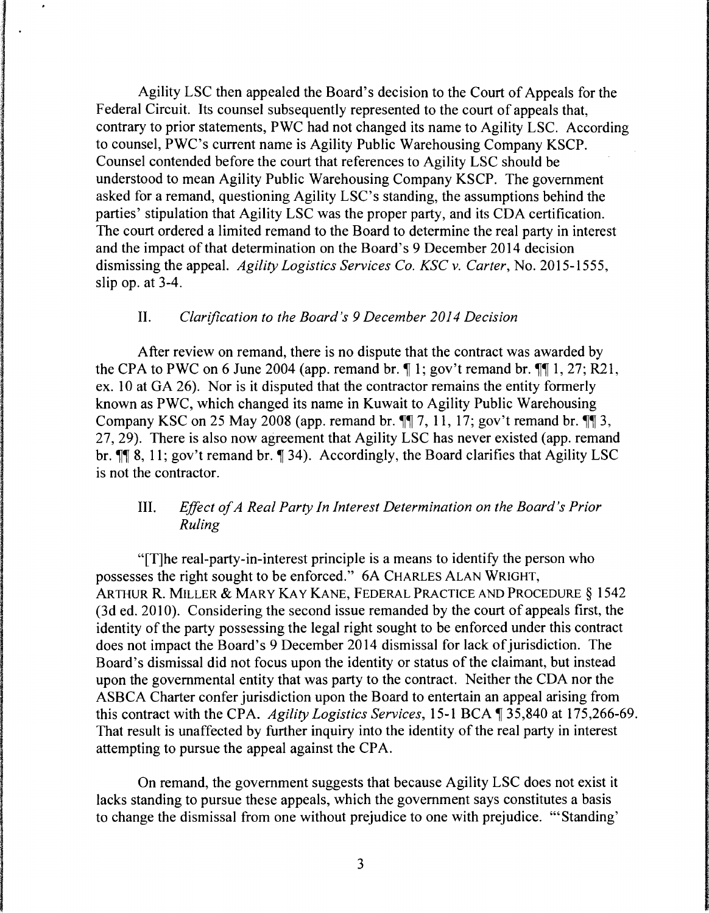Agility LSC then appealed the Board's decision to the Court of Appeals for the Federal Circuit. Its counsel subsequently represented to the court of appeals that, contrary to prior statements, PWC had not changed its name to Agility LSC. According to counsel, PWC's current name is Agility Public Warehousing Company KSCP. Counsel contended before the court that references to Agility LSC should be understood to mean Agility Public Warehousing Company KSCP. The government asked for a remand, questioning Agility LSC's standing, the assumptions behind the parties' stipulation that Agility LSC was the proper party, and its CDA certification. The court ordered a limited remand to the Board to determine the real party in interest and the impact of that determination on the Board's 9 December 2014 decision dismissing the appeal. *Agility Logistics Services Co. KSC v. Carter*, No. 2015-1555, slip op. at 3-4.

## II. *Clarification to the Board's 9 December 2014 Decision*

After review on remand, there is no dispute that the contract was awarded by the CPA to PWC on 6 June 2004 (app. remand br. ¶ 1; gov't remand br. ¶¶ 1, 27; R21, ex. 10 at GA 26). Nor is it disputed that the contractor remains the entity formerly known as PWC, which changed its name in Kuwait to Agility Public Warehousing Company KSC on 25 May 2008 (app. remand br. ¶¶ 7, 11, 17; gov't remand br. ¶¶ 3, 27, 29). There is also now agreement that Agility LSC has never existed (app. remand br. ¶¶ 8, 11; gov't remand br. ¶ 34). Accordingly, the Board clarifies that Agility LSC is not the contractor.

## III. *Effect of A Real Party In Interest Determination on the Board's Prior Ruling*

"[T]he real-party-in-interest principle is a means to identify the person who possesses the right sought to be enforced." 6A CHARLES ALAN WRIGHT, ARTHUR R. MILLER & MARY KAY KANE, FEDERAL PRACTICE AND PROCEDURE § 1542 (3d ed. 2010). Considering the second issue remanded by the court of appeals first, the identity of the party possessing the legal right sought to be enforced under this contract does not impact the Board's 9 December 2014 dismissal for lack of jurisdiction. The Board's dismissal did not focus upon the identity or status of the claimant, but instead upon the governmental entity that was party to the contract. Neither the CDA nor the ASBCA Charter confer jurisdiction upon the Board to entertain an appeal arising from this contract with the CPA. *Agility Logistics Services*, 15-1 BCA ¶ 35,840 at 175,266-69. That result is unaffected by further inquiry into the identity of the real party in interest attempting to pursue the appeal against the CPA.

On remand, the government suggests that because Agility LSC does not exist it lacks standing to pursue these appeals, which the government says constitutes a basis to change the dismissal from one without prejudice to one with prejudice. "'Standing'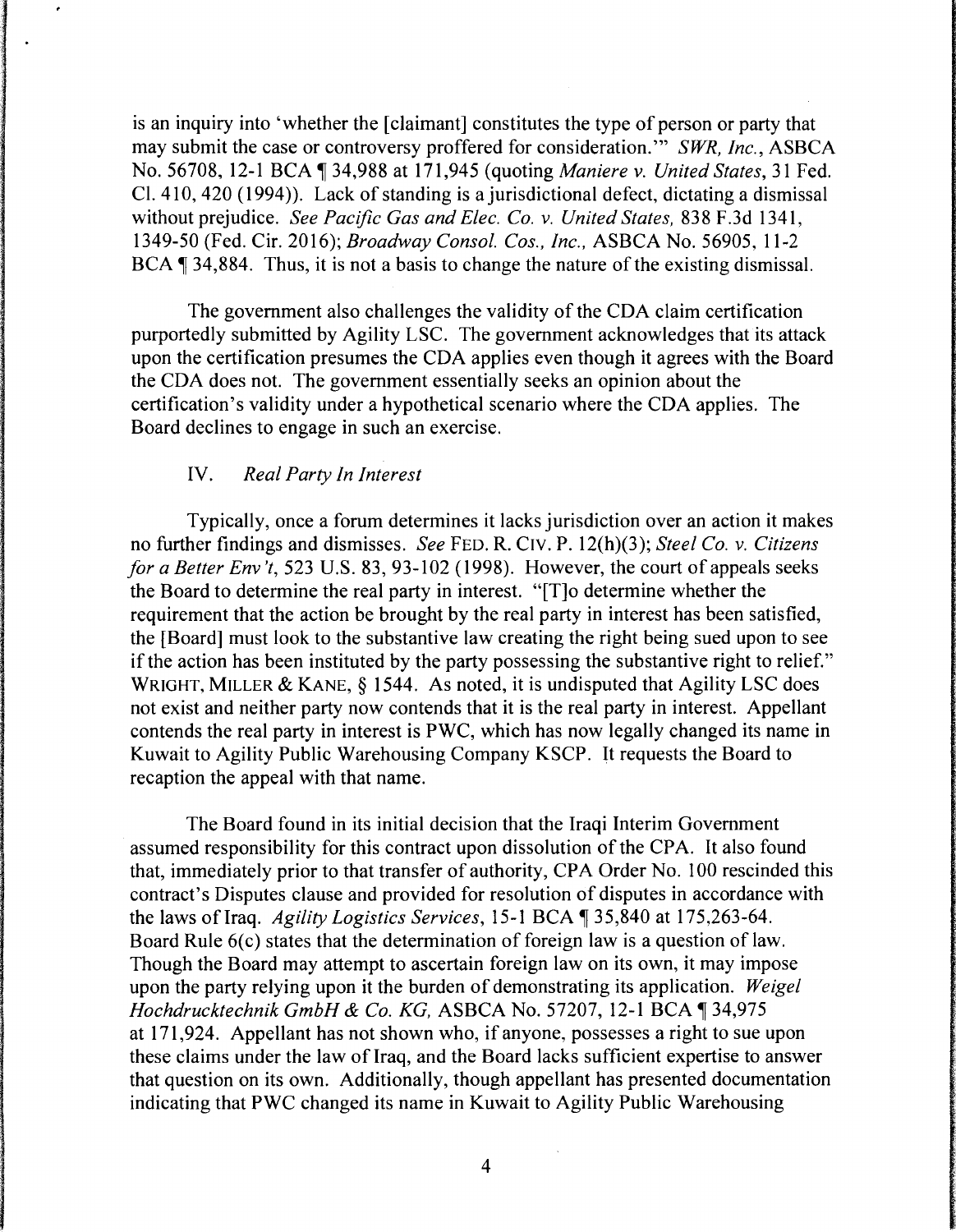is an inquiry into 'whether the [claimant] constitutes the type of person or party that may submit the case or controversy proffered for consideration.'" *SWR, Inc.*, ASBCA No. 56708, 12-1 BCA ¶ 34,988 at 171,945 (quoting *Maniere v. United States*, 31 Fed. Cl. 410, 420 (1994)). Lack of standing is a jurisdictional defect, dictating a dismissal without prejudice. *See Pacific Gas and Elec. Co. v. United States*, 838 F.3d 1341, 1349-50 (Fed. Cir. 2016); *Broadway Consol. Cos., Inc.*, ASBCA No. 56905, 11-2 BCA ¶ 34,884. Thus, it is not a basis to change the nature of the existing dismissal.

The government also challenges the validity of the CDA claim certification purportedly submitted by Agility LSC. The government acknowledges that its attack upon the certification presumes the CDA applies even though it agrees with the Board the CDA does not. The government essentially seeks an opinion about the certification's validity under a hypothetical scenario where the CDA applies. The Board declines to engage in such an exercise.

## IV. *Real Party In Interest*

Typically, once a forum determines it lacks jurisdiction over an action it makes no further findings and dismisses. *See* FED. R. CIV. P. 12(h)(3); *Steel Co. v. Citizens for a Better Env't*, 523 U.S. 83, 93-102 (1998). However, the court of appeals seeks the Board to determine the real party in interest. "[T]o determine whether the requirement that the action be brought by the real party in interest has been satisfied, the [Board] must look to the substantive law creating the right being sued upon to see if the action has been instituted by the party possessing the substantive right to relief." WRIGHT, MILLER & KANE, § 1544. As noted, it is undisputed that Agility LSC does not exist and neither party now contends that it is the real party in interest. Appellant contends the real party in interest is PWC, which has now legally changed its name in Kuwait to Agility Public Warehousing Company KSCP. It requests the Board to recaption the appeal with that name.

The Board found in its initial decision that the Iraqi Interim Government assumed responsibility for this contract upon dissolution of the CPA. It also found that, immediately prior to that transfer of authority, CPA Order No. 100 rescinded this contract's Disputes clause and provided for resolution of disputes in accordance with the laws of Iraq. *Agility Logistics Services*, 15-1 BCA ¶ 35,840 at 175,263-64. Board Rule 6(c) states that the determination of foreign law is a question of law. Though the Board may attempt to ascertain foreign law on its own, it may impose upon the party relying upon it the burden of demonstrating its application. *Weigel Hochdrucktechnik GmbH & Co. KG*, ASBCA No. 57207, 12-1 BCA ¶ 34,975 at 171,924. Appellant has not shown who, if anyone, possesses a right to sue upon these claims under the law of Iraq, and the Board lacks sufficient expertise to answer that question on its own. Additionally, though appellant has presented documentation indicating that PWC changed its name in Kuwait to Agility Public Warehousing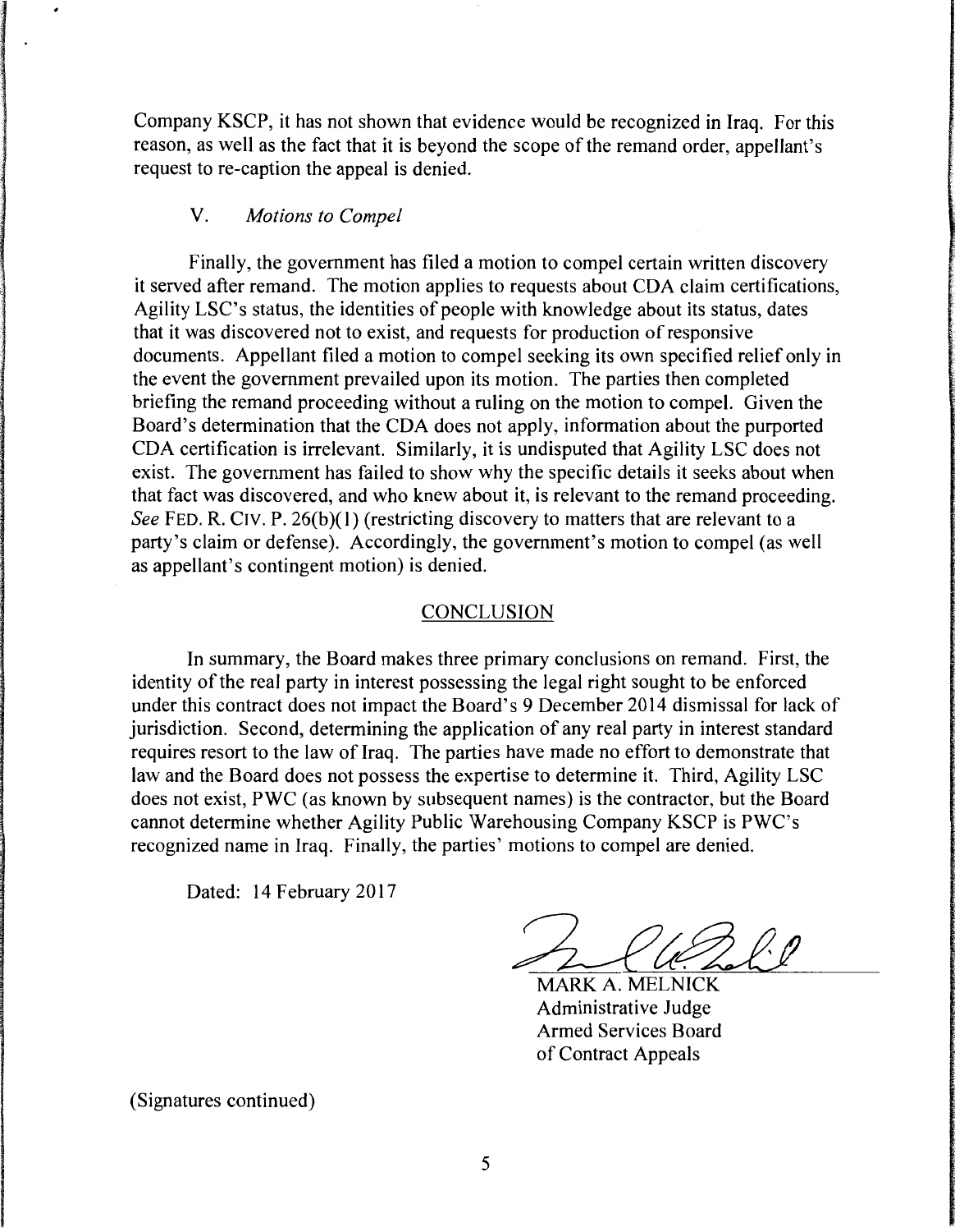Company KSCP, it has not shown that evidence would be recognized in Iraq. For this reason, as well as the fact that it is beyond the scope of the remand order, appellant's request to re-caption the appeal is denied.

### V. *Motions to Compel*

Finally, the government has filed a motion to compel certain written discovery it served after remand. The motion applies to requests about CDA claim certifications, Agility LSC's status, the identities of people with knowledge about its status, dates that it was discovered not to exist, and requests for production of responsive documents. Appellant filed a motion to compel seeking its own specified relief only in the event the government prevailed upon its motion. The parties then completed briefing the remand proceeding without a ruling on the motion to compel. Given the Board's determination that the CDA does not apply, information about the purported CDA certification is irrelevant. Similarly, it is undisputed that Agility LSC does not exist. The government has failed to show why the specific details it seeks about when that fact was discovered, and who knew about it, is relevant to the remand proceeding. *See* FED. R. CIV. P. 26(b)(1) (restricting discovery to matters that are relevant to a party's claim or defense). Accordingly, the government's motion to compel (as well as appellant's contingent motion) is denied.

## CONCLUSION

In summary, the Board makes three primary conclusions on remand. First, the identity of the real party in interest possessing the legal right sought to be enforced under this contract does not impact the Board's 9 December 2014 dismissal for lack of jurisdiction. Second, determining the application of any real party in interest standard requires resort to the law of Iraq. The parties have made no effort to demonstrate that law and the Board does not possess the expertise to determine it. Third, Agility LSC does not exist, PWC (as known by subsequent names) is the contractor, but the Board cannot determine whether Agility Public Warehousing Company KSCP is PWC's recognized name in Iraq. Finally, the parties' motions to compel are denied.

Dated: 14 February 2017

MARK A. MELNICK
Administrative Judge
Armed Services Board
of Contract Appeals

(Signatures continued)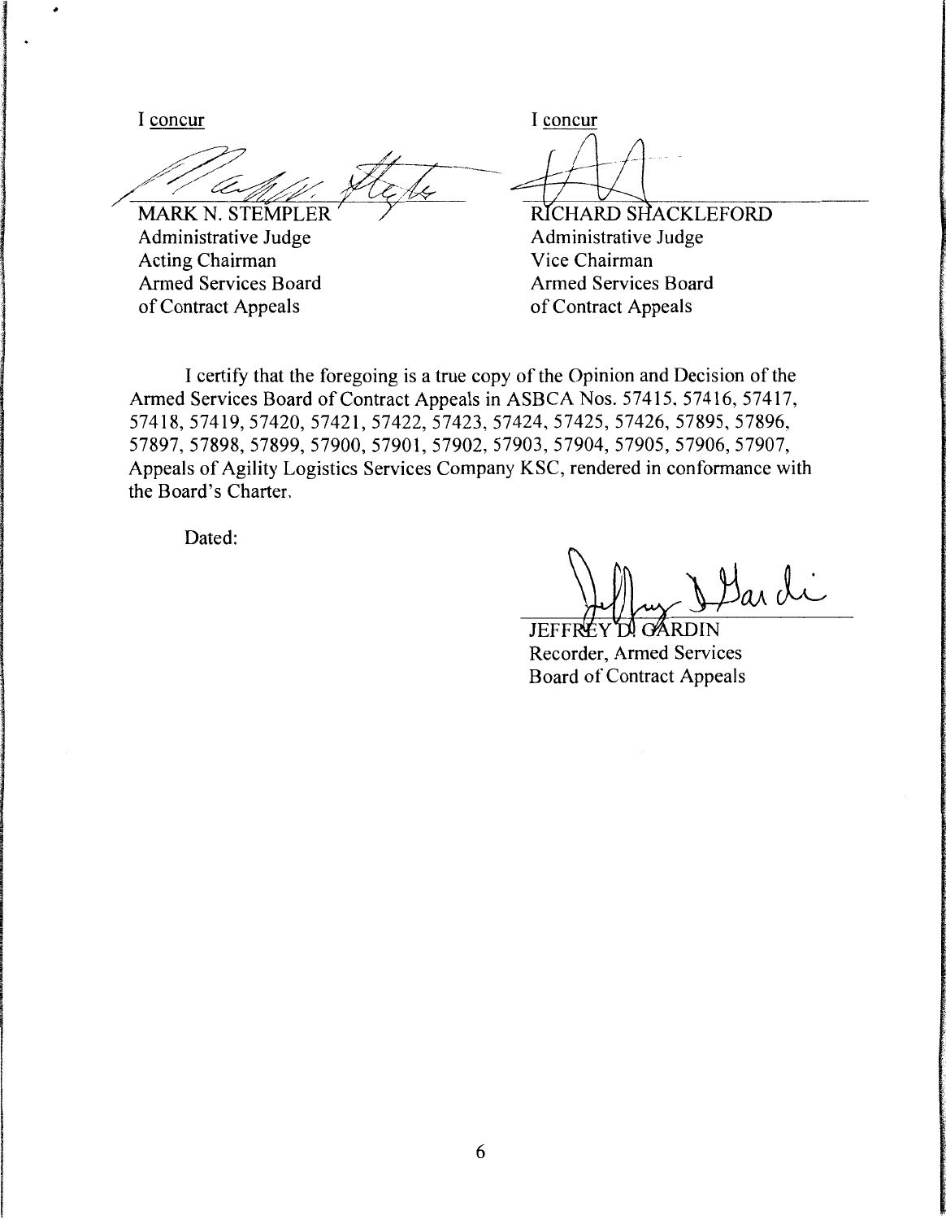I concur

MARK N. STEMPLER
Administrative Judge
Acting Chairman
Armed Services Board
of Contract Appeals

I concur

RICHARD SHACKLEFORD
Administrative Judge
Vice Chairman
Armed Services Board
of Contract Appeals

I certify that the foregoing is a true copy of the Opinion and Decision of the Armed Services Board of Contract Appeals in ASBCA Nos. 57415, 57416, 57417, 57418, 57419, 57420, 57421, 57422, 57423, 57424, 57425, 57426, 57895, 57896, 57897, 57898, 57899, 57900, 57901, 57902, 57903, 57904, 57905, 57906, 57907, Appeals of Agility Logistics Services Company KSC, rendered in conformance with the Board's Charter.

Dated:

JEFFREY D. GARDIN
Recorder, Armed Services
Board of Contract Appeals